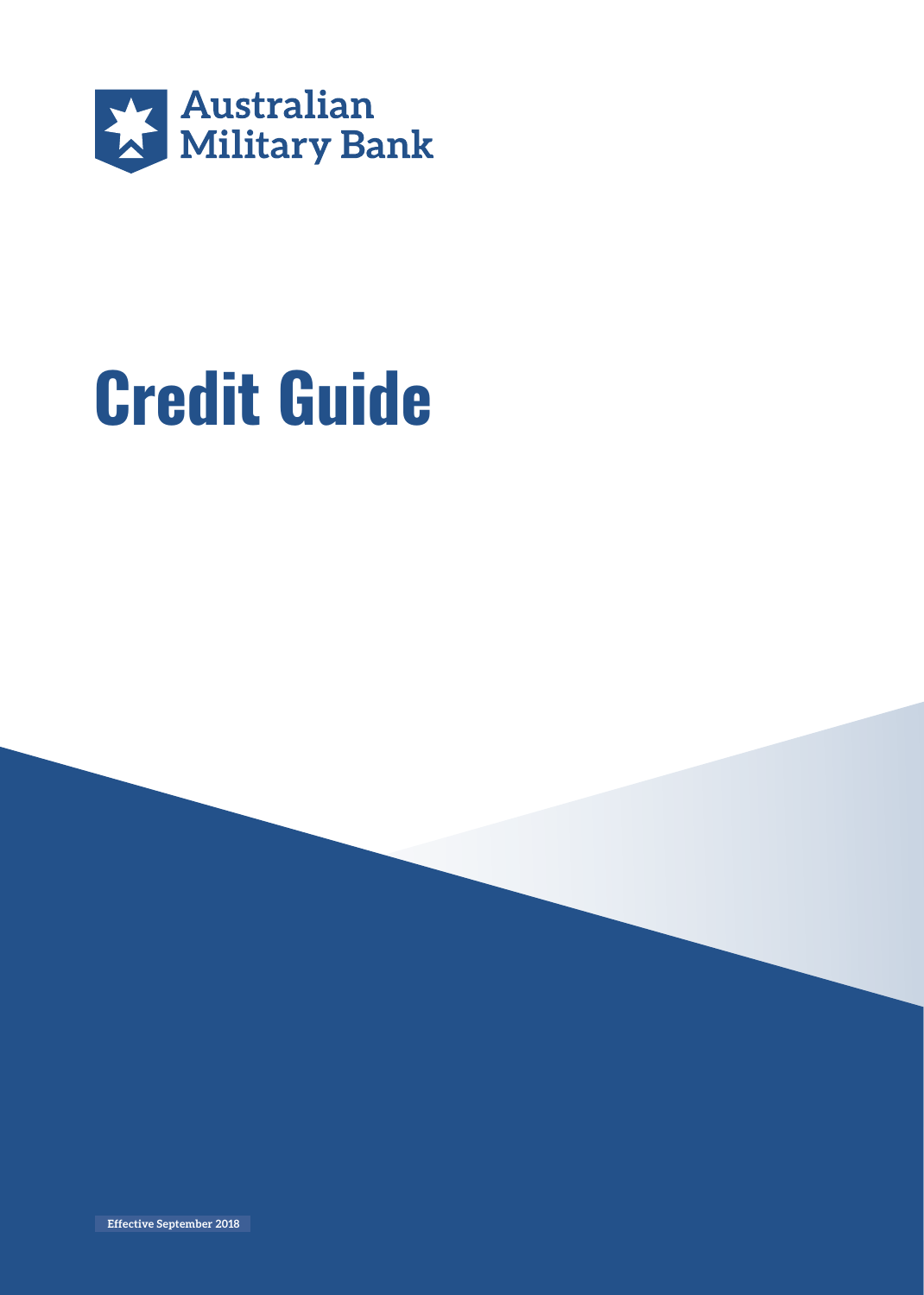Australian Military Bank

# Credit Guide

Effective September 2018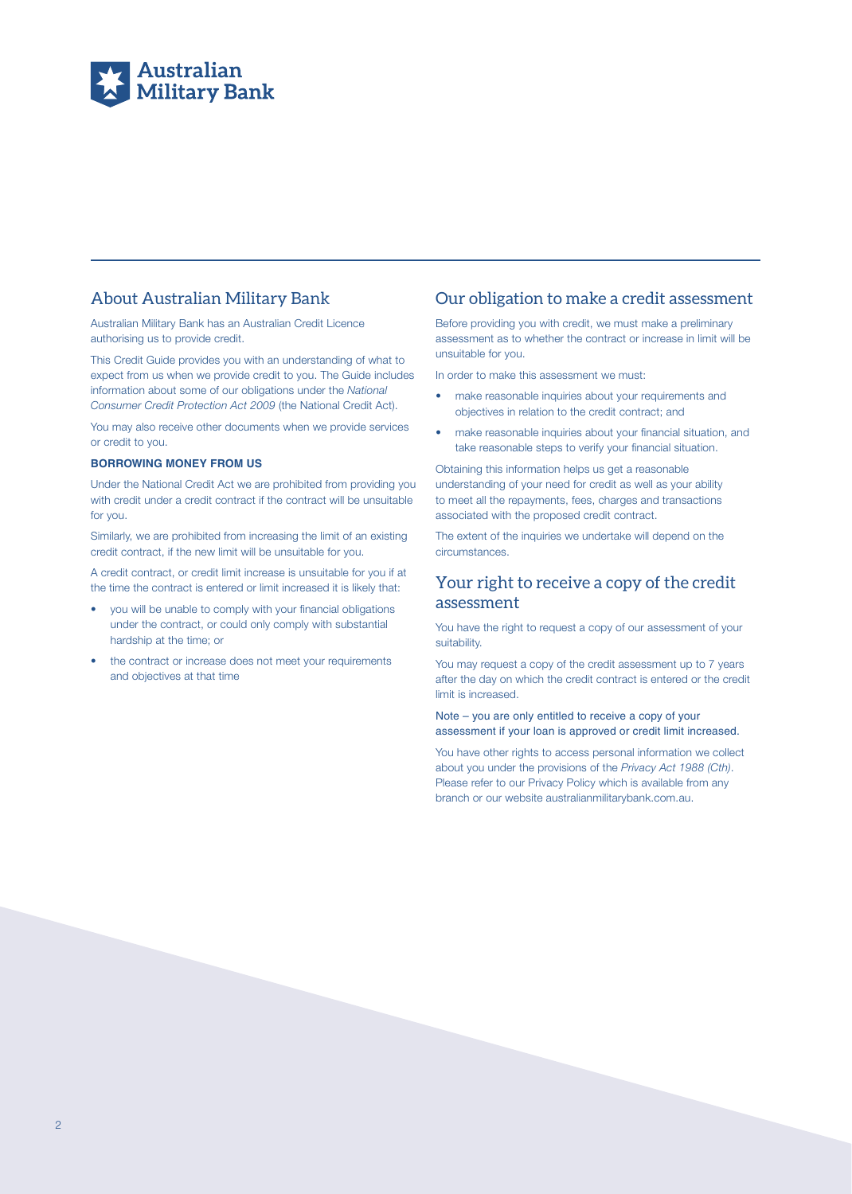## About Australian Military Bank

Australian Military Bank has an Australian Credit Licence authorising us to provide credit.

This Credit Guide provides you with an understanding of what to expect from us when we provide credit to you. The Guide includes information about some of our obligations under the *National Consumer Credit Protection Act 2009* (the National Credit Act).

You may also receive other documents when we provide services or credit to you.

### BORROWING MONEY FROM US

Under the National Credit Act we are prohibited from providing you with credit under a credit contract if the contract will be unsuitable for you.

Similarly, we are prohibited from increasing the limit of an existing credit contract, if the new limit will be unsuitable for you.

A credit contract, or credit limit increase is unsuitable for you if at the time the contract is entered or limit increased it is likely that:

- you will be unable to comply with your financial obligations under the contract, or could only comply with substantial hardship at the time; or
- the contract or increase does not meet your requirements and objectives at that time

## Our obligation to make a credit assessment

Before providing you with credit, we must make a preliminary assessment as to whether the contract or increase in limit will be unsuitable for you.

In order to make this assessment we must:

- make reasonable inquiries about your requirements and objectives in relation to the credit contract; and
- make reasonable inquiries about your financial situation, and take reasonable steps to verify your financial situation.

Obtaining this information helps us get a reasonable understanding of your need for credit as well as your ability to meet all the repayments, fees, charges and transactions associated with the proposed credit contract.

The extent of the inquiries we undertake will depend on the circumstances.

## Your right to receive a copy of the credit assessment

You have the right to request a copy of our assessment of your suitability.

You may request a copy of the credit assessment up to 7 years after the day on which the credit contract is entered or the credit limit is increased.

Note – you are only entitled to receive a copy of your assessment if your loan is approved or credit limit increased.

You have other rights to access personal information we collect about you under the provisions of the *Privacy Act 1988 (Cth)*. Please refer to our Privacy Policy which is available from any branch or our website australianmilitarybank.com.au.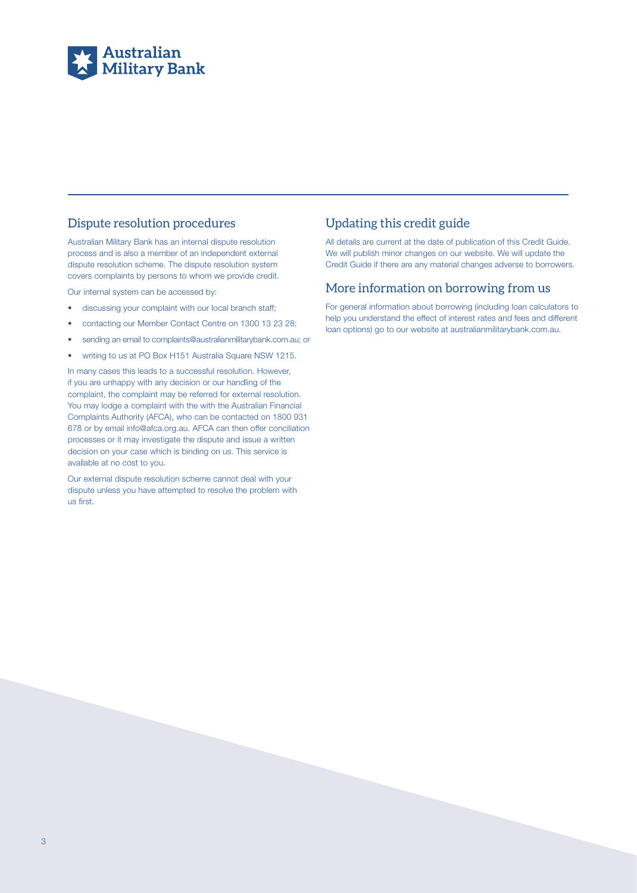## Dispute resolution procedures

Australian Military Bank has an internal dispute resolution process and is also a member of an independent external dispute resolution scheme. The dispute resolution system covers complaints by persons to whom we provide credit.

Our internal system can be accessed by:

- discussing your complaint with our local branch staff;
- contacting our Member Contact Centre on 1300 13 23 28;
- sending an email to complaints@australianmilitarybank.com.au; or
- writing to us at PO Box H151 Australia Square NSW 1215.

In many cases this leads to a successful resolution. However, if you are unhappy with any decision or our handling of the complaint, the complaint may be referred for external resolution. You may lodge a complaint with the with the Australian Financial Complaints Authority (AFCA), who can be contacted on 1800 931 678 or by email info@afca.org.au. AFCA can then offer conciliation processes or it may investigate the dispute and issue a written decision on your case which is binding on us. This service is available at no cost to you.

Our external dispute resolution scheme cannot deal with your dispute unless you have attempted to resolve the problem with us first.

## Updating this credit guide

All details are current at the date of publication of this Credit Guide. We will publish minor changes on our website. We will update the Credit Guide if there are any material changes adverse to borrowers.

## More information on borrowing from us

For general information about borrowing (including loan calculators to help you understand the effect of interest rates and fees and different loan options) go to our website at australianmilitarybank.com.au.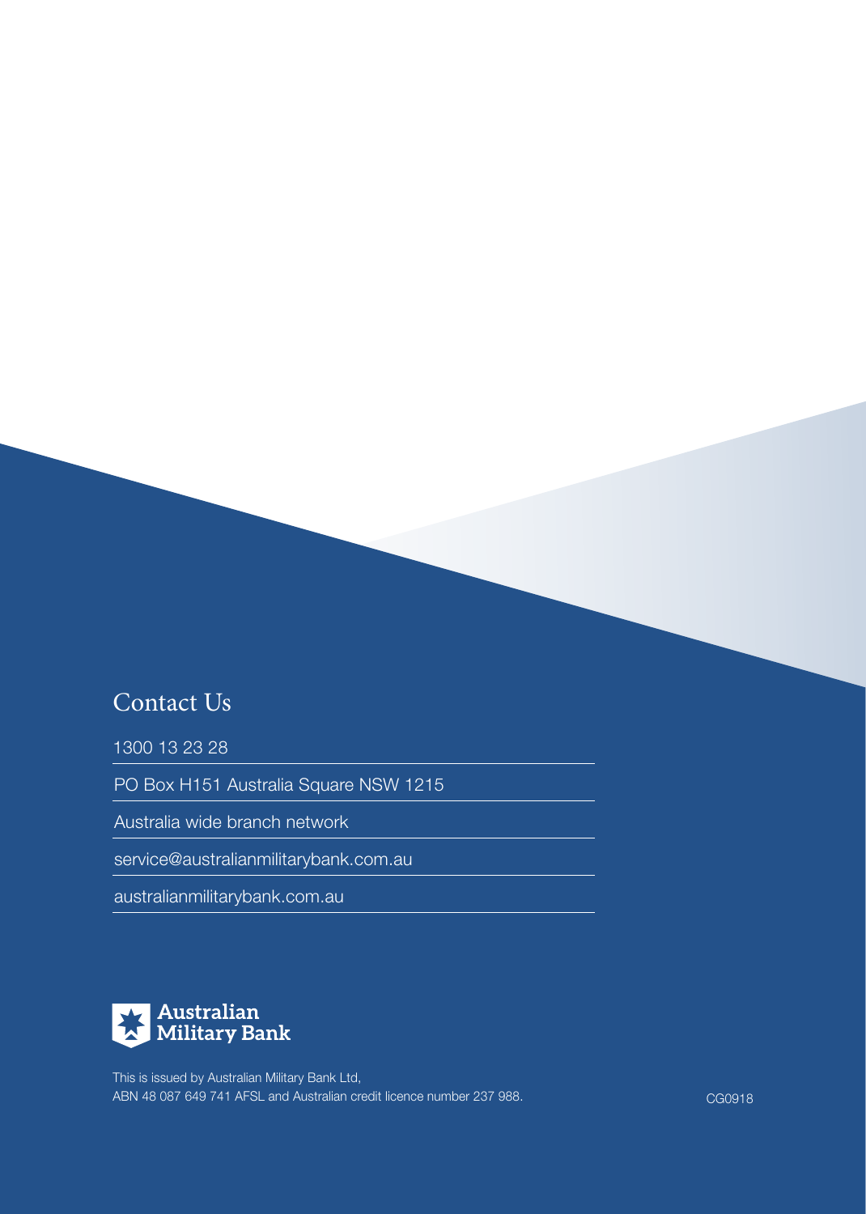## Contact Us

1300 13 23 28

PO Box H151 Australia Square NSW 1215

Australia wide branch network

service@australianmilitarybank.com.au

australianmilitarybank.com.au

Australian Military Bank

This is issued by Australian Military Bank Ltd,
ABN 48 087 649 741 AFSL and Australian credit licence number 237 988.

CG0918